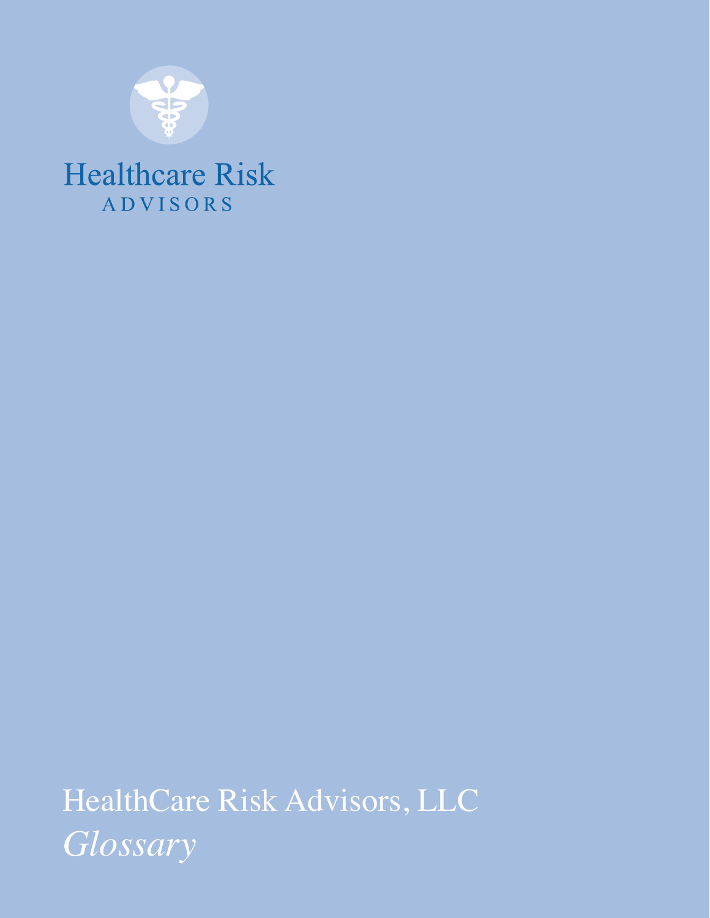Healthcare Risk

ADVISORS

# HealthCare Risk Advisors, LLC

*Glossary*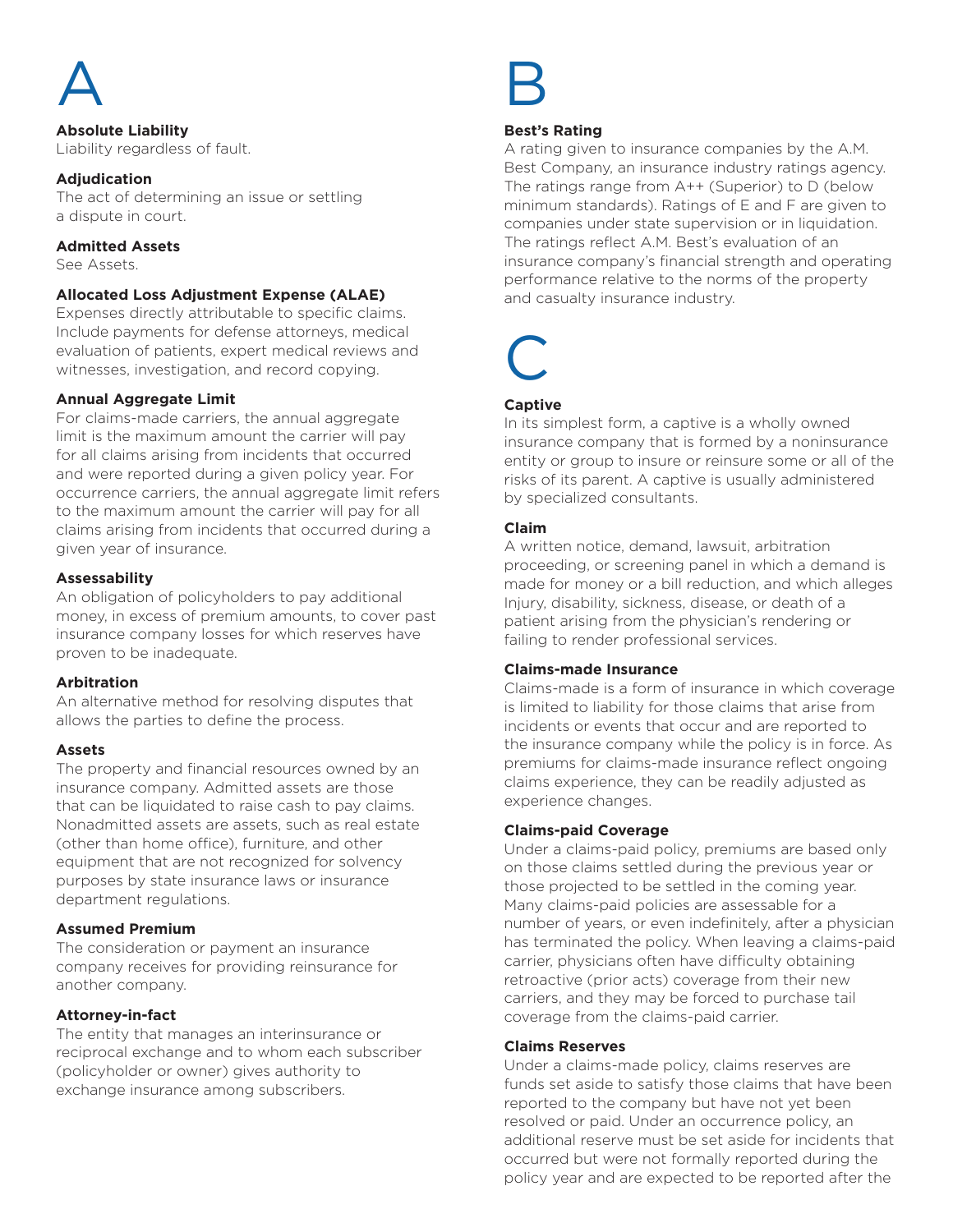# A

**Absolute Liability**
Liability regardless of fault.

**Adjudication**
The act of determining an issue or settling a dispute in court.

**Admitted Assets**
See Assets.

**Allocated Loss Adjustment Expense (ALAE)**
Expenses directly attributable to specific claims. Include payments for defense attorneys, medical evaluation of patients, expert medical reviews and witnesses, investigation, and record copying.

**Annual Aggregate Limit**
For claims-made carriers, the annual aggregate limit is the maximum amount the carrier will pay for all claims arising from incidents that occurred and were reported during a given policy year. For occurrence carriers, the annual aggregate limit refers to the maximum amount the carrier will pay for all claims arising from incidents that occurred during a given year of insurance.

**Assessability**
An obligation of policyholders to pay additional money, in excess of premium amounts, to cover past insurance company losses for which reserves have proven to be inadequate.

**Arbitration**
An alternative method for resolving disputes that allows the parties to define the process.

**Assets**
The property and financial resources owned by an insurance company. Admitted assets are those that can be liquidated to raise cash to pay claims. Nonadmitted assets are assets, such as real estate (other than home office), furniture, and other equipment that are not recognized for solvency purposes by state insurance laws or insurance department regulations.

**Assumed Premium**
The consideration or payment an insurance company receives for providing reinsurance for another company.

**Attorney-in-fact**
The entity that manages an interinsurance or reciprocal exchange and to whom each subscriber (policyholder or owner) gives authority to exchange insurance among subscribers.

# B

**Best's Rating**
A rating given to insurance companies by the A.M. Best Company, an insurance industry ratings agency. The ratings range from A++ (Superior) to D (below minimum standards). Ratings of E and F are given to companies under state supervision or in liquidation. The ratings reflect A.M. Best's evaluation of an insurance company's financial strength and operating performance relative to the norms of the property and casualty insurance industry.

# C

**Captive**
In its simplest form, a captive is a wholly owned insurance company that is formed by a noninsurance entity or group to insure or reinsure some or all of the risks of its parent. A captive is usually administered by specialized consultants.

**Claim**
A written notice, demand, lawsuit, arbitration proceeding, or screening panel in which a demand is made for money or a bill reduction, and which alleges Injury, disability, sickness, disease, or death of a patient arising from the physician's rendering or failing to render professional services.

**Claims-made Insurance**
Claims-made is a form of insurance in which coverage is limited to liability for those claims that arise from incidents or events that occur and are reported to the insurance company while the policy is in force. As premiums for claims-made insurance reflect ongoing claims experience, they can be readily adjusted as experience changes.

**Claims-paid Coverage**
Under a claims-paid policy, premiums are based only on those claims settled during the previous year or those projected to be settled in the coming year. Many claims-paid policies are assessable for a number of years, or even indefinitely, after a physician has terminated the policy. When leaving a claims-paid carrier, physicians often have difficulty obtaining retroactive (prior acts) coverage from their new carriers, and they may be forced to purchase tail coverage from the claims-paid carrier.

**Claims Reserves**
Under a claims-made policy, claims reserves are funds set aside to satisfy those claims that have been reported to the company but have not yet been resolved or paid. Under an occurrence policy, an additional reserve must be set aside for incidents that occurred but were not formally reported during the policy year and are expected to be reported after the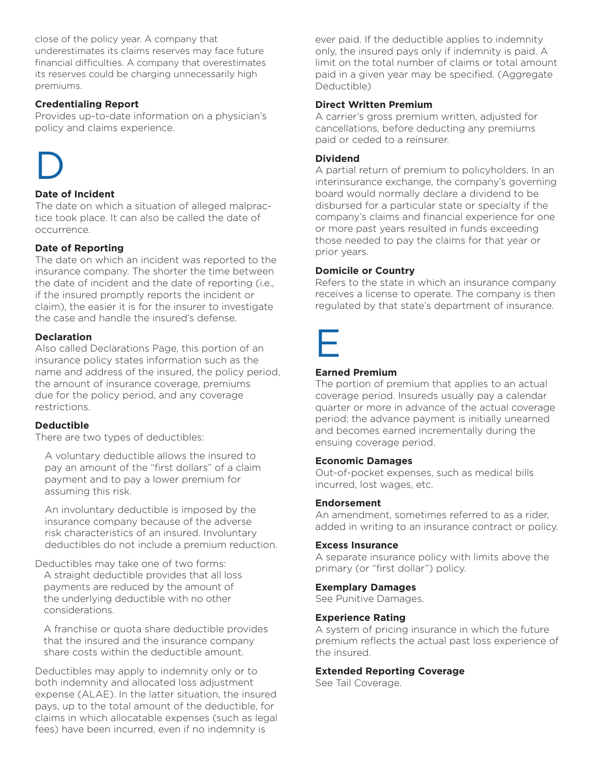close of the policy year. A company that underestimates its claims reserves may face future financial difficulties. A company that overestimates its reserves could be charging unnecessarily high premiums.

**Credentialing Report**
Provides up-to-date information on a physician's policy and claims experience.

# D

**Date of Incident**
The date on which a situation of alleged malpractice took place. It can also be called the date of occurrence.

**Date of Reporting**
The date on which an incident was reported to the insurance company. The shorter the time between the date of incident and the date of reporting (i.e., if the insured promptly reports the incident or claim), the easier it is for the insurer to investigate the case and handle the insured's defense.

**Declaration**
Also called Declarations Page, this portion of an insurance policy states information such as the name and address of the insured, the policy period, the amount of insurance coverage, premiums due for the policy period, and any coverage restrictions.

**Deductible**
There are two types of deductibles:

A voluntary deductible allows the insured to pay an amount of the "first dollars" of a claim payment and to pay a lower premium for assuming this risk.

An involuntary deductible is imposed by the insurance company because of the adverse risk characteristics of an insured. Involuntary deductibles do not include a premium reduction.

Deductibles may take one of two forms:
A straight deductible provides that all loss payments are reduced by the amount of the underlying deductible with no other considerations.

A franchise or quota share deductible provides that the insured and the insurance company share costs within the deductible amount.

Deductibles may apply to indemnity only or to both indemnity and allocated loss adjustment expense (ALAE). In the latter situation, the insured pays, up to the total amount of the deductible, for claims in which allocatable expenses (such as legal fees) have been incurred, even if no indemnity is ever paid. If the deductible applies to indemnity only, the insured pays only if indemnity is paid. A limit on the total number of claims or total amount paid in a given year may be specified. (Aggregate Deductible)

**Direct Written Premium**
A carrier's gross premium written, adjusted for cancellations, before deducting any premiums paid or ceded to a reinsurer.

**Dividend**
A partial return of premium to policyholders. In an interinsurance exchange, the company's governing board would normally declare a dividend to be disbursed for a particular state or specialty if the company's claims and financial experience for one or more past years resulted in funds exceeding those needed to pay the claims for that year or prior years.

**Domicile or Country**
Refers to the state in which an insurance company receives a license to operate. The company is then regulated by that state's department of insurance.

# E

**Earned Premium**
The portion of premium that applies to an actual coverage period. Insureds usually pay a calendar quarter or more in advance of the actual coverage period; the advance payment is initially unearned and becomes earned incrementally during the ensuing coverage period.

**Economic Damages**
Out-of-pocket expenses, such as medical bills incurred, lost wages, etc.

**Endorsement**
An amendment, sometimes referred to as a rider, added in writing to an insurance contract or policy.

**Excess Insurance**
A separate insurance policy with limits above the primary (or "first dollar") policy.

**Exemplary Damages**
See Punitive Damages.

**Experience Rating**
A system of pricing insurance in which the future premium reflects the actual past loss experience of the insured.

**Extended Reporting Coverage**
See Tail Coverage.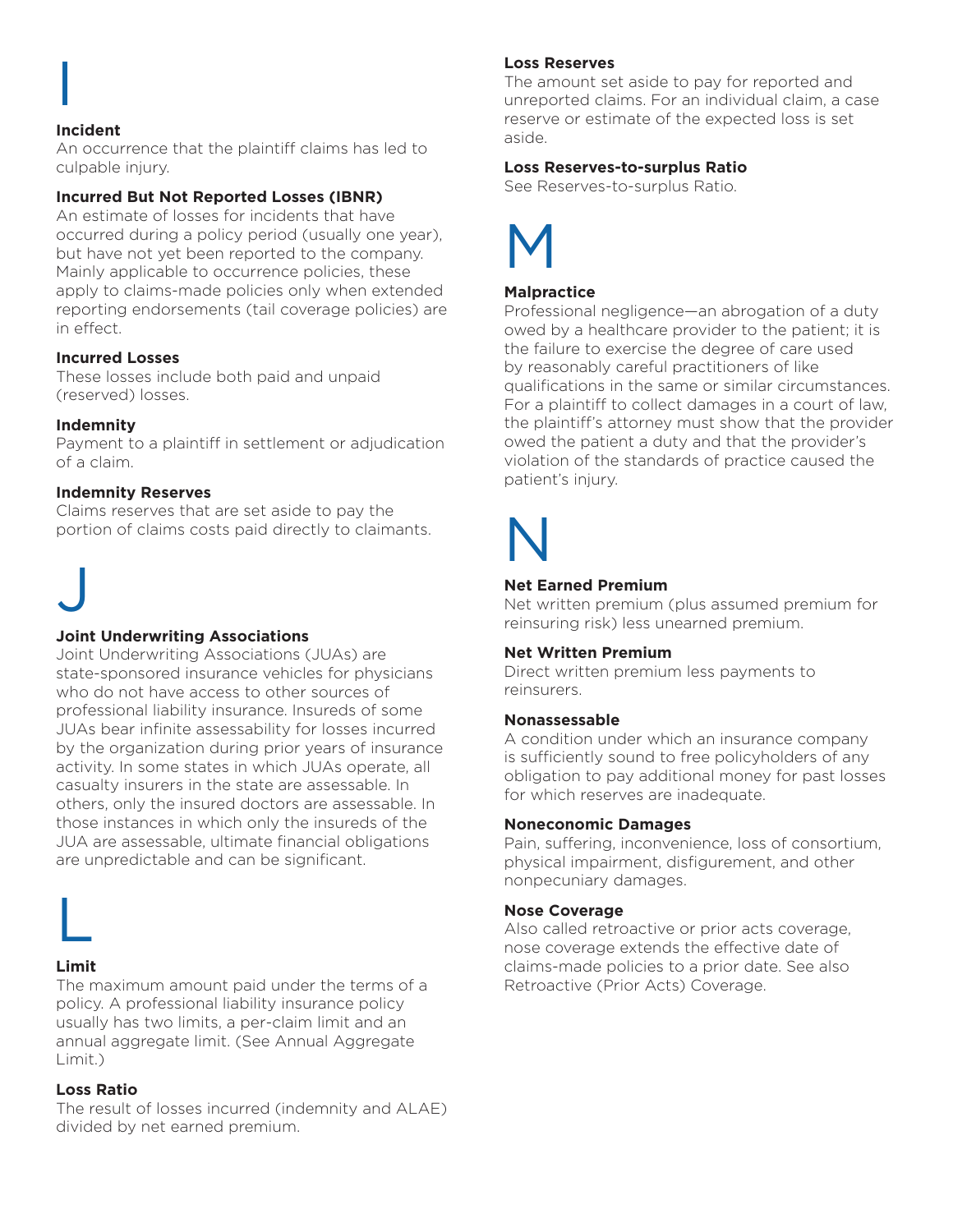# I

### Incident

An occurrence that the plaintiff claims has led to culpable injury.

### Incurred But Not Reported Losses (IBNR)

An estimate of losses for incidents that have occurred during a policy period (usually one year), but have not yet been reported to the company. Mainly applicable to occurrence policies, these apply to claims-made policies only when extended reporting endorsements (tail coverage policies) are in effect.

### Incurred Losses

These losses include both paid and unpaid (reserved) losses.

### Indemnity

Payment to a plaintiff in settlement or adjudication of a claim.

### Indemnity Reserves

Claims reserves that are set aside to pay the portion of claims costs paid directly to claimants.

# J

### Joint Underwriting Associations

Joint Underwriting Associations (JUAs) are state-sponsored insurance vehicles for physicians who do not have access to other sources of professional liability insurance. Insureds of some JUAs bear infinite assessability for losses incurred by the organization during prior years of insurance activity. In some states in which JUAs operate, all casualty insurers in the state are assessable. In others, only the insured doctors are assessable. In those instances in which only the insureds of the JUA are assessable, ultimate financial obligations are unpredictable and can be significant.

# L

### Limit

The maximum amount paid under the terms of a policy. A professional liability insurance policy usually has two limits, a per-claim limit and an annual aggregate limit. (See Annual Aggregate Limit.)

### Loss Ratio

The result of losses incurred (indemnity and ALAE) divided by net earned premium.

### Loss Reserves

The amount set aside to pay for reported and unreported claims. For an individual claim, a case reserve or estimate of the expected loss is set aside.

### Loss Reserves-to-surplus Ratio

See Reserves-to-surplus Ratio.

# M

### Malpractice

Professional negligence—an abrogation of a duty owed by a healthcare provider to the patient; it is the failure to exercise the degree of care used by reasonably careful practitioners of like qualifications in the same or similar circumstances. For a plaintiff to collect damages in a court of law, the plaintiff's attorney must show that the provider owed the patient a duty and that the provider's violation of the standards of practice caused the patient's injury.

# N

### Net Earned Premium

Net written premium (plus assumed premium for reinsuring risk) less unearned premium.

### Net Written Premium

Direct written premium less payments to reinsurers.

### Nonassessable

A condition under which an insurance company is sufficiently sound to free policyholders of any obligation to pay additional money for past losses for which reserves are inadequate.

### Noneconomic Damages

Pain, suffering, inconvenience, loss of consortium, physical impairment, disfigurement, and other nonpecuniary damages.

### Nose Coverage

Also called retroactive or prior acts coverage, nose coverage extends the effective date of claims-made policies to a prior date. See also Retroactive (Prior Acts) Coverage.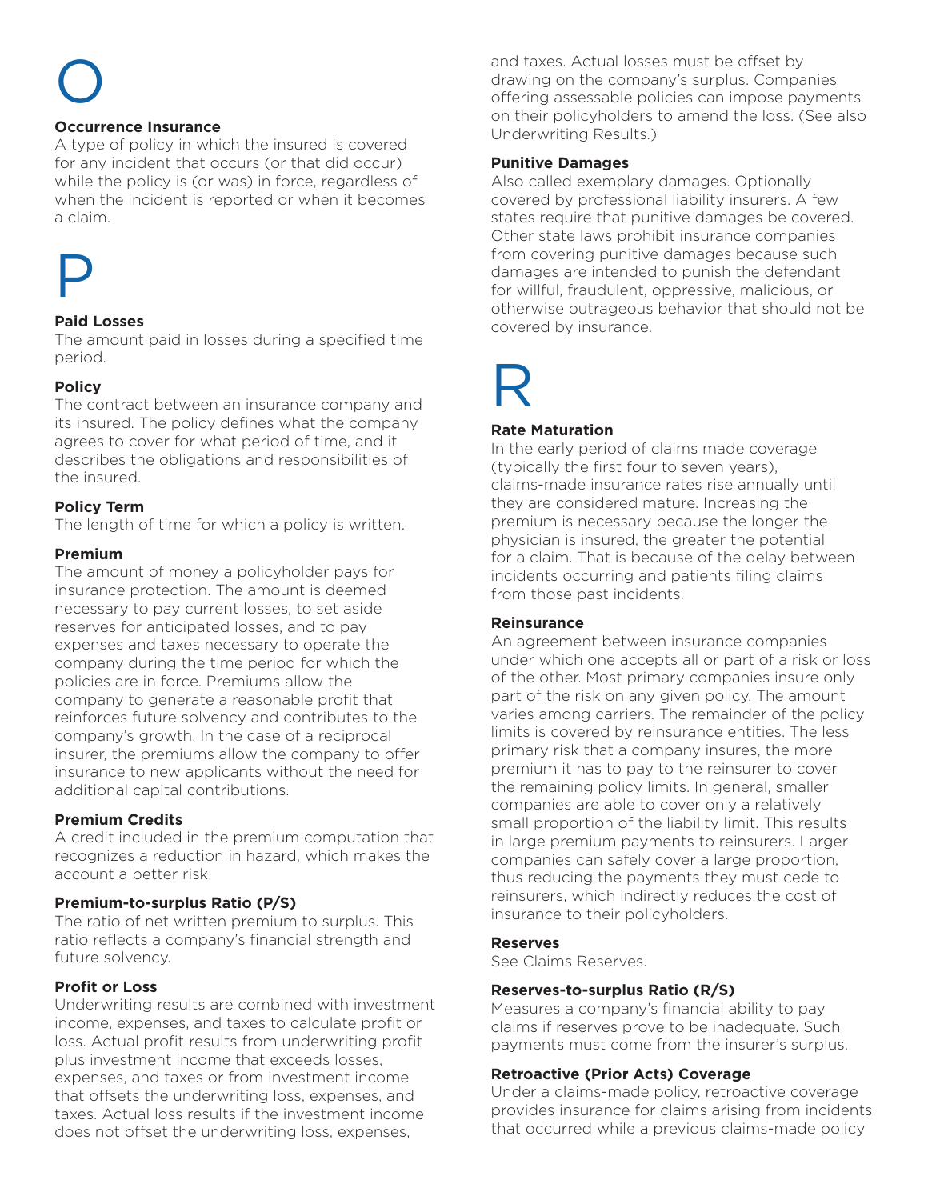# O

### Occurrence Insurance

A type of policy in which the insured is covered for any incident that occurs (or that did occur) while the policy is (or was) in force, regardless of when the incident is reported or when it becomes a claim.

# P

### Paid Losses

The amount paid in losses during a specified time period.

### Policy

The contract between an insurance company and its insured. The policy defines what the company agrees to cover for what period of time, and it describes the obligations and responsibilities of the insured.

### Policy Term

The length of time for which a policy is written.

### Premium

The amount of money a policyholder pays for insurance protection. The amount is deemed necessary to pay current losses, to set aside reserves for anticipated losses, and to pay expenses and taxes necessary to operate the company during the time period for which the policies are in force. Premiums allow the company to generate a reasonable profit that reinforces future solvency and contributes to the company's growth. In the case of a reciprocal insurer, the premiums allow the company to offer insurance to new applicants without the need for additional capital contributions.

### Premium Credits

A credit included in the premium computation that recognizes a reduction in hazard, which makes the account a better risk.

### Premium-to-surplus Ratio (P/S)

The ratio of net written premium to surplus. This ratio reflects a company's financial strength and future solvency.

### Profit or Loss

Underwriting results are combined with investment income, expenses, and taxes to calculate profit or loss. Actual profit results from underwriting profit plus investment income that exceeds losses, expenses, and taxes or from investment income that offsets the underwriting loss, expenses, and taxes. Actual loss results if the investment income does not offset the underwriting loss, expenses, and taxes. Actual losses must be offset by drawing on the company's surplus. Companies offering assessable policies can impose payments on their policyholders to amend the loss. (See also Underwriting Results.)

### Punitive Damages

Also called exemplary damages. Optionally covered by professional liability insurers. A few states require that punitive damages be covered. Other state laws prohibit insurance companies from covering punitive damages because such damages are intended to punish the defendant for willful, fraudulent, oppressive, malicious, or otherwise outrageous behavior that should not be covered by insurance.

# R

### Rate Maturation

In the early period of claims made coverage (typically the first four to seven years), claims-made insurance rates rise annually until they are considered mature. Increasing the premium is necessary because the longer the physician is insured, the greater the potential for a claim. That is because of the delay between incidents occurring and patients filing claims from those past incidents.

### Reinsurance

An agreement between insurance companies under which one accepts all or part of a risk or loss of the other. Most primary companies insure only part of the risk on any given policy. The amount varies among carriers. The remainder of the policy limits is covered by reinsurance entities. The less primary risk that a company insures, the more premium it has to pay to the reinsurer to cover the remaining policy limits. In general, smaller companies are able to cover only a relatively small proportion of the liability limit. This results in large premium payments to reinsurers. Larger companies can safely cover a large proportion, thus reducing the payments they must cede to reinsurers, which indirectly reduces the cost of insurance to their policyholders.

### Reserves

See Claims Reserves.

### Reserves-to-surplus Ratio (R/S)

Measures a company's financial ability to pay claims if reserves prove to be inadequate. Such payments must come from the insurer's surplus.

### Retroactive (Prior Acts) Coverage

Under a claims-made policy, retroactive coverage provides insurance for claims arising from incidents that occurred while a previous claims-made policy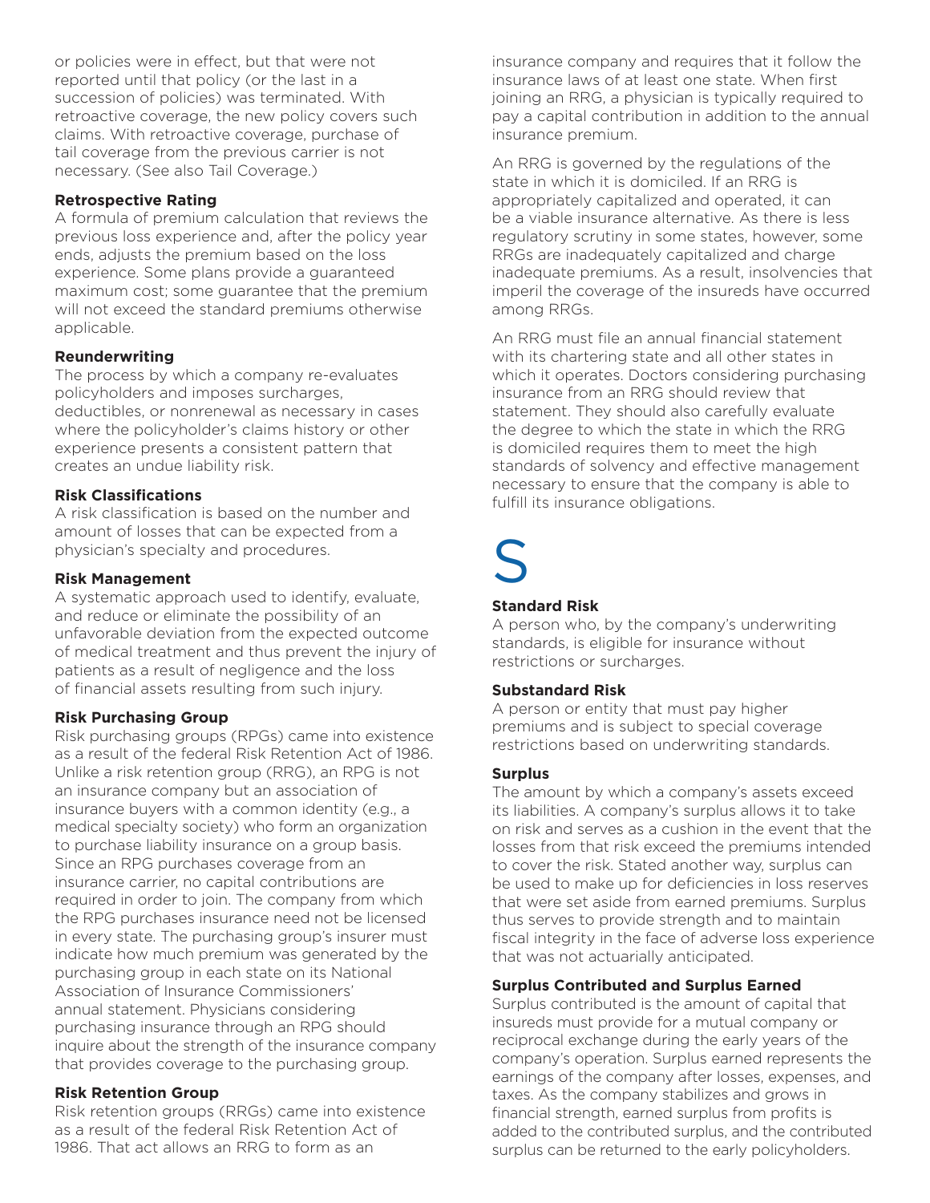or policies were in effect, but that were not reported until that policy (or the last in a succession of policies) was terminated. With retroactive coverage, the new policy covers such claims. With retroactive coverage, purchase of tail coverage from the previous carrier is not necessary. (See also Tail Coverage.)

**Retrospective Rating**
A formula of premium calculation that reviews the previous loss experience and, after the policy year ends, adjusts the premium based on the loss experience. Some plans provide a guaranteed maximum cost; some guarantee that the premium will not exceed the standard premiums otherwise applicable.

**Reunderwriting**
The process by which a company re-evaluates policyholders and imposes surcharges, deductibles, or nonrenewal as necessary in cases where the policyholder's claims history or other experience presents a consistent pattern that creates an undue liability risk.

**Risk Classifications**
A risk classification is based on the number and amount of losses that can be expected from a physician's specialty and procedures.

**Risk Management**
A systematic approach used to identify, evaluate, and reduce or eliminate the possibility of an unfavorable deviation from the expected outcome of medical treatment and thus prevent the injury of patients as a result of negligence and the loss of financial assets resulting from such injury.

**Risk Purchasing Group**
Risk purchasing groups (RPGs) came into existence as a result of the federal Risk Retention Act of 1986. Unlike a risk retention group (RRG), an RPG is not an insurance company but an association of insurance buyers with a common identity (e.g., a medical specialty society) who form an organization to purchase liability insurance on a group basis. Since an RPG purchases coverage from an insurance carrier, no capital contributions are required in order to join. The company from which the RPG purchases insurance need not be licensed in every state. The purchasing group's insurer must indicate how much premium was generated by the purchasing group in each state on its National Association of Insurance Commissioners' annual statement. Physicians considering purchasing insurance through an RPG should inquire about the strength of the insurance company that provides coverage to the purchasing group.

**Risk Retention Group**
Risk retention groups (RRGs) came into existence as a result of the federal Risk Retention Act of 1986. That act allows an RRG to form as an insurance company and requires that it follow the insurance laws of at least one state. When first joining an RRG, a physician is typically required to pay a capital contribution in addition to the annual insurance premium.

An RRG is governed by the regulations of the state in which it is domiciled. If an RRG is appropriately capitalized and operated, it can be a viable insurance alternative. As there is less regulatory scrutiny in some states, however, some RRGs are inadequately capitalized and charge inadequate premiums. As a result, insolvencies that imperil the coverage of the insureds have occurred among RRGs.

An RRG must file an annual financial statement with its chartering state and all other states in which it operates. Doctors considering purchasing insurance from an RRG should review that statement. They should also carefully evaluate the degree to which the state in which the RRG is domiciled requires them to meet the high standards of solvency and effective management necessary to ensure that the company is able to fulfill its insurance obligations.

# S

**Standard Risk**
A person who, by the company's underwriting standards, is eligible for insurance without restrictions or surcharges.

**Substandard Risk**
A person or entity that must pay higher premiums and is subject to special coverage restrictions based on underwriting standards.

**Surplus**
The amount by which a company's assets exceed its liabilities. A company's surplus allows it to take on risk and serves as a cushion in the event that the losses from that risk exceed the premiums intended to cover the risk. Stated another way, surplus can be used to make up for deficiencies in loss reserves that were set aside from earned premiums. Surplus thus serves to provide strength and to maintain fiscal integrity in the face of adverse loss experience that was not actuarially anticipated.

**Surplus Contributed and Surplus Earned**
Surplus contributed is the amount of capital that insureds must provide for a mutual company or reciprocal exchange during the early years of the company's operation. Surplus earned represents the earnings of the company after losses, expenses, and taxes. As the company stabilizes and grows in financial strength, earned surplus from profits is added to the contributed surplus, and the contributed surplus can be returned to the early policyholders.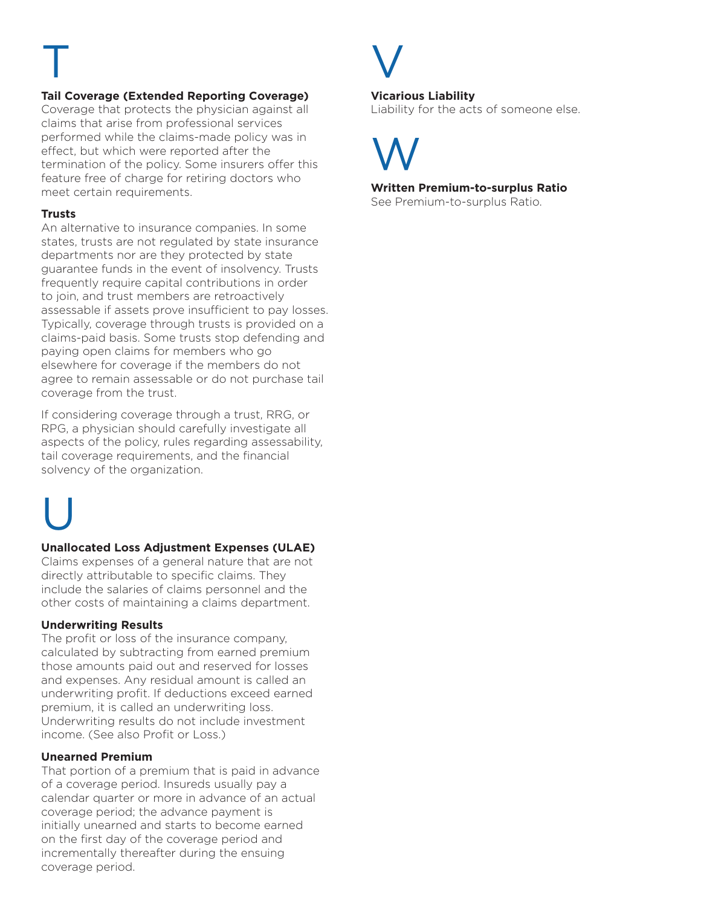# T

### Tail Coverage (Extended Reporting Coverage)

Coverage that protects the physician against all claims that arise from professional services performed while the claims-made policy was in effect, but which were reported after the termination of the policy. Some insurers offer this feature free of charge for retiring doctors who meet certain requirements.

### Trusts

An alternative to insurance companies. In some states, trusts are not regulated by state insurance departments nor are they protected by state guarantee funds in the event of insolvency. Trusts frequently require capital contributions in order to join, and trust members are retroactively assessable if assets prove insufficient to pay losses. Typically, coverage through trusts is provided on a claims-paid basis. Some trusts stop defending and paying open claims for members who go elsewhere for coverage if the members do not agree to remain assessable or do not purchase tail coverage from the trust.

If considering coverage through a trust, RRG, or RPG, a physician should carefully investigate all aspects of the policy, rules regarding assessability, tail coverage requirements, and the financial solvency of the organization.

# U

### Unallocated Loss Adjustment Expenses (ULAE)

Claims expenses of a general nature that are not directly attributable to specific claims. They include the salaries of claims personnel and the other costs of maintaining a claims department.

### Underwriting Results

The profit or loss of the insurance company, calculated by subtracting from earned premium those amounts paid out and reserved for losses and expenses. Any residual amount is called an underwriting profit. If deductions exceed earned premium, it is called an underwriting loss. Underwriting results do not include investment income. (See also Profit or Loss.)

### Unearned Premium

That portion of a premium that is paid in advance of a coverage period. Insureds usually pay a calendar quarter or more in advance of an actual coverage period; the advance payment is initially unearned and starts to become earned on the first day of the coverage period and incrementally thereafter during the ensuing coverage period.

# V

### Vicarious Liability

Liability for the acts of someone else.

# W

### Written Premium-to-surplus Ratio

See Premium-to-surplus Ratio.